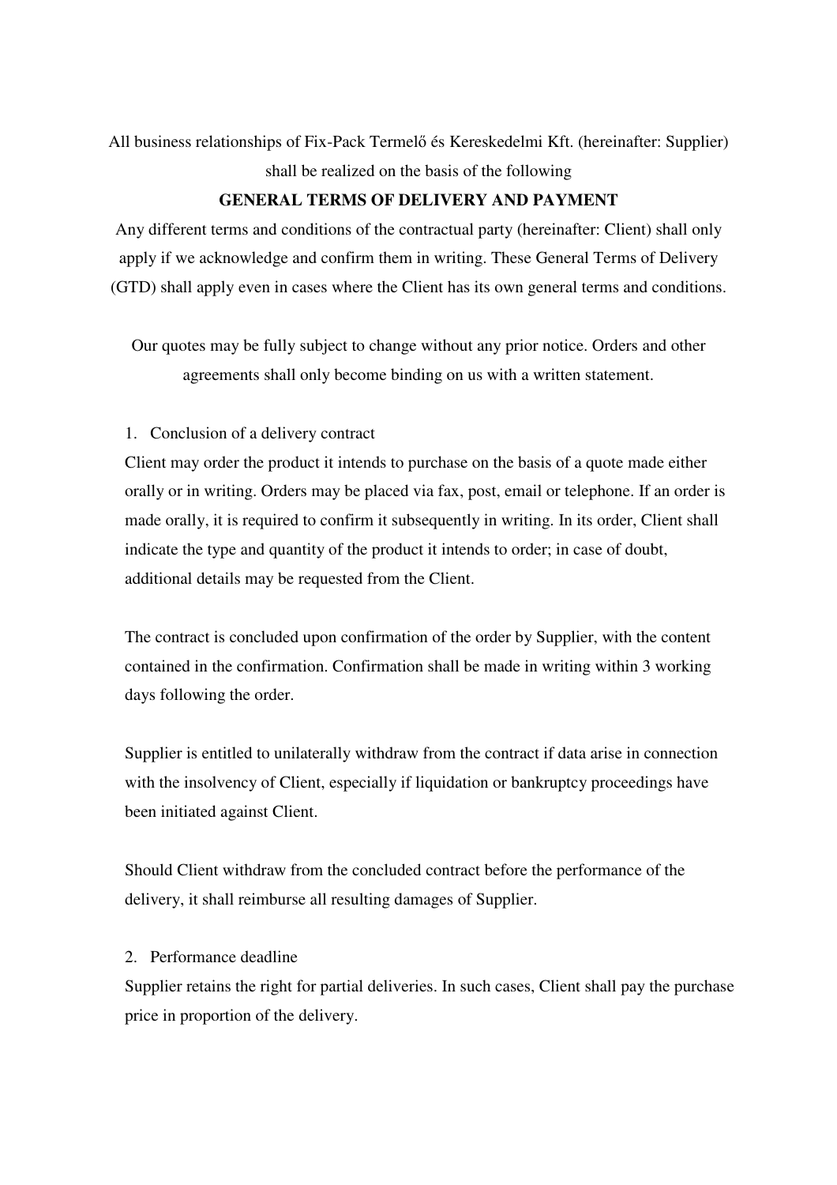All business relationships of Fix-Pack Termelő és Kereskedelmi Kft. (hereinafter: Supplier) shall be realized on the basis of the following

# GENERAL TERMS OF DELIVERY AND PAYMENT

Any different terms and conditions of the contractual party (hereinafter: Client) shall only apply if we acknowledge and confirm them in writing. These General Terms of Delivery (GTD) shall apply even in cases where the Client has its own general terms and conditions.

Our quotes may be fully subject to change without any prior notice. Orders and other agreements shall only become binding on us with a written statement.

1. Conclusion of a delivery contract

Client may order the product it intends to purchase on the basis of a quote made either orally or in writing. Orders may be placed via fax, post, email or telephone. If an order is made orally, it is required to confirm it subsequently in writing. In its order, Client shall indicate the type and quantity of the product it intends to order; in case of doubt, additional details may be requested from the Client.

The contract is concluded upon confirmation of the order by Supplier, with the content contained in the confirmation. Confirmation shall be made in writing within 3 working days following the order.

Supplier is entitled to unilaterally withdraw from the contract if data arise in connection with the insolvency of Client, especially if liquidation or bankruptcy proceedings have been initiated against Client.

Should Client withdraw from the concluded contract before the performance of the delivery, it shall reimburse all resulting damages of Supplier.

2. Performance deadline

Supplier retains the right for partial deliveries. In such cases, Client shall pay the purchase price in proportion of the delivery.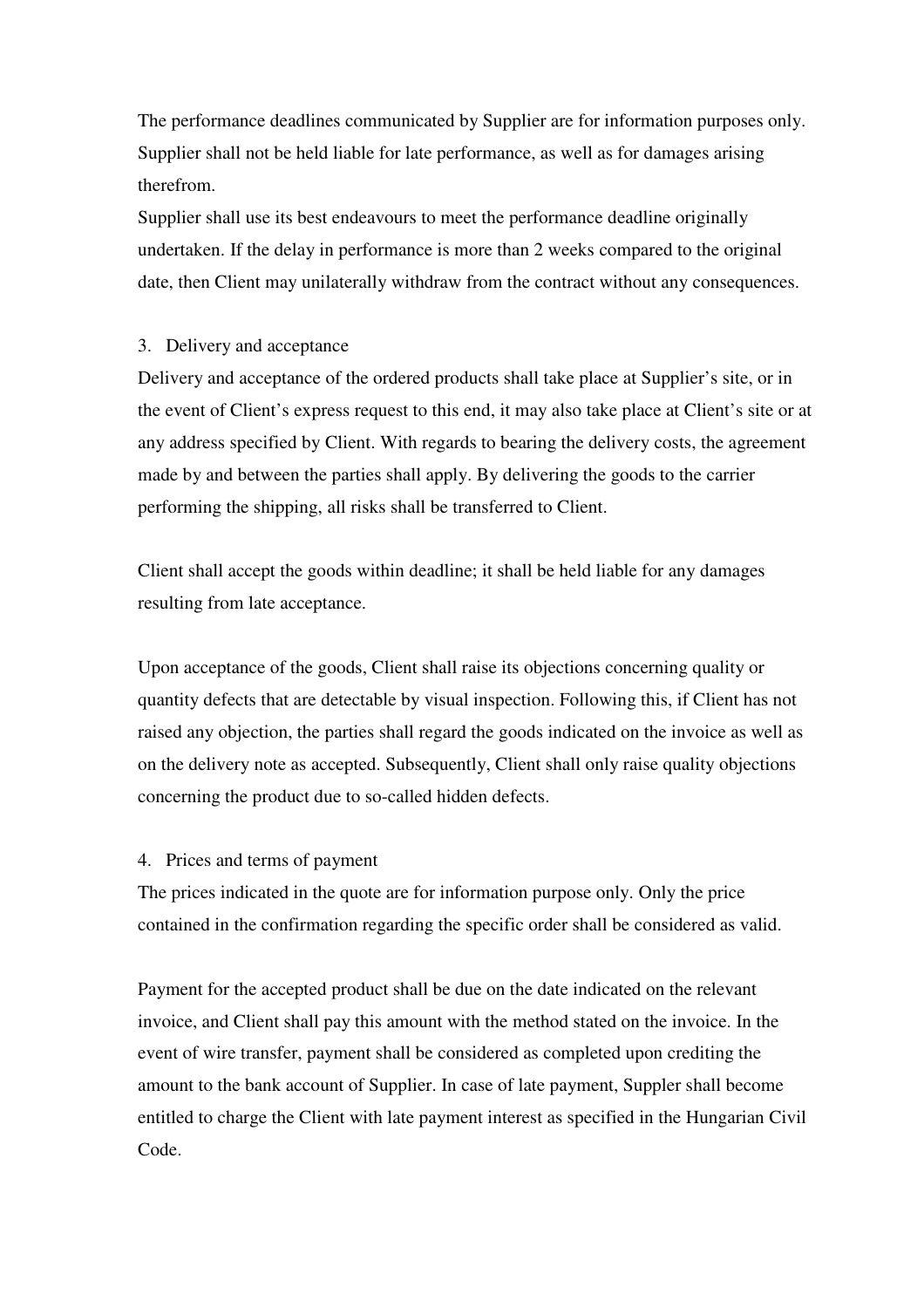The performance deadlines communicated by Supplier are for information purposes only. Supplier shall not be held liable for late performance, as well as for damages arising therefrom.

Supplier shall use its best endeavours to meet the performance deadline originally undertaken. If the delay in performance is more than 2 weeks compared to the original date, then Client may unilaterally withdraw from the contract without any consequences.

## 3. Delivery and acceptance

Delivery and acceptance of the ordered products shall take place at Supplier's site, or in the event of Client's express request to this end, it may also take place at Client's site or at any address specified by Client. With regards to bearing the delivery costs, the agreement made by and between the parties shall apply. By delivering the goods to the carrier performing the shipping, all risks shall be transferred to Client.

Client shall accept the goods within deadline; it shall be held liable for any damages resulting from late acceptance.

Upon acceptance of the goods, Client shall raise its objections concerning quality or quantity defects that are detectable by visual inspection. Following this, if Client has not raised any objection, the parties shall regard the goods indicated on the invoice as well as on the delivery note as accepted. Subsequently, Client shall only raise quality objections concerning the product due to so-called hidden defects.

## 4. Prices and terms of payment

The prices indicated in the quote are for information purpose only. Only the price contained in the confirmation regarding the specific order shall be considered as valid.

Payment for the accepted product shall be due on the date indicated on the relevant invoice, and Client shall pay this amount with the method stated on the invoice. In the event of wire transfer, payment shall be considered as completed upon crediting the amount to the bank account of Supplier. In case of late payment, Suppler shall become entitled to charge the Client with late payment interest as specified in the Hungarian Civil Code.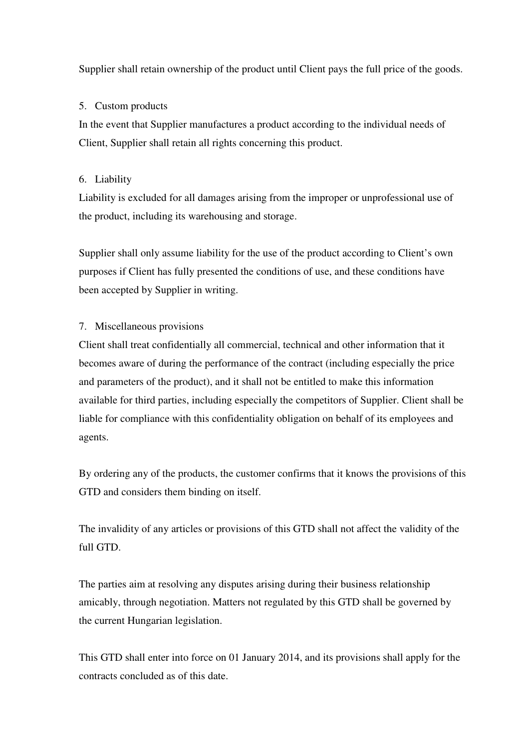Supplier shall retain ownership of the product until Client pays the full price of the goods.

5. Custom products

In the event that Supplier manufactures a product according to the individual needs of Client, Supplier shall retain all rights concerning this product.

6. Liability

Liability is excluded for all damages arising from the improper or unprofessional use of the product, including its warehousing and storage.

Supplier shall only assume liability for the use of the product according to Client's own purposes if Client has fully presented the conditions of use, and these conditions have been accepted by Supplier in writing.

7. Miscellaneous provisions

Client shall treat confidentially all commercial, technical and other information that it becomes aware of during the performance of the contract (including especially the price and parameters of the product), and it shall not be entitled to make this information available for third parties, including especially the competitors of Supplier. Client shall be liable for compliance with this confidentiality obligation on behalf of its employees and agents.

By ordering any of the products, the customer confirms that it knows the provisions of this GTD and considers them binding on itself.

The invalidity of any articles or provisions of this GTD shall not affect the validity of the full GTD.

The parties aim at resolving any disputes arising during their business relationship amicably, through negotiation. Matters not regulated by this GTD shall be governed by the current Hungarian legislation.

This GTD shall enter into force on 01 January 2014, and its provisions shall apply for the contracts concluded as of this date.